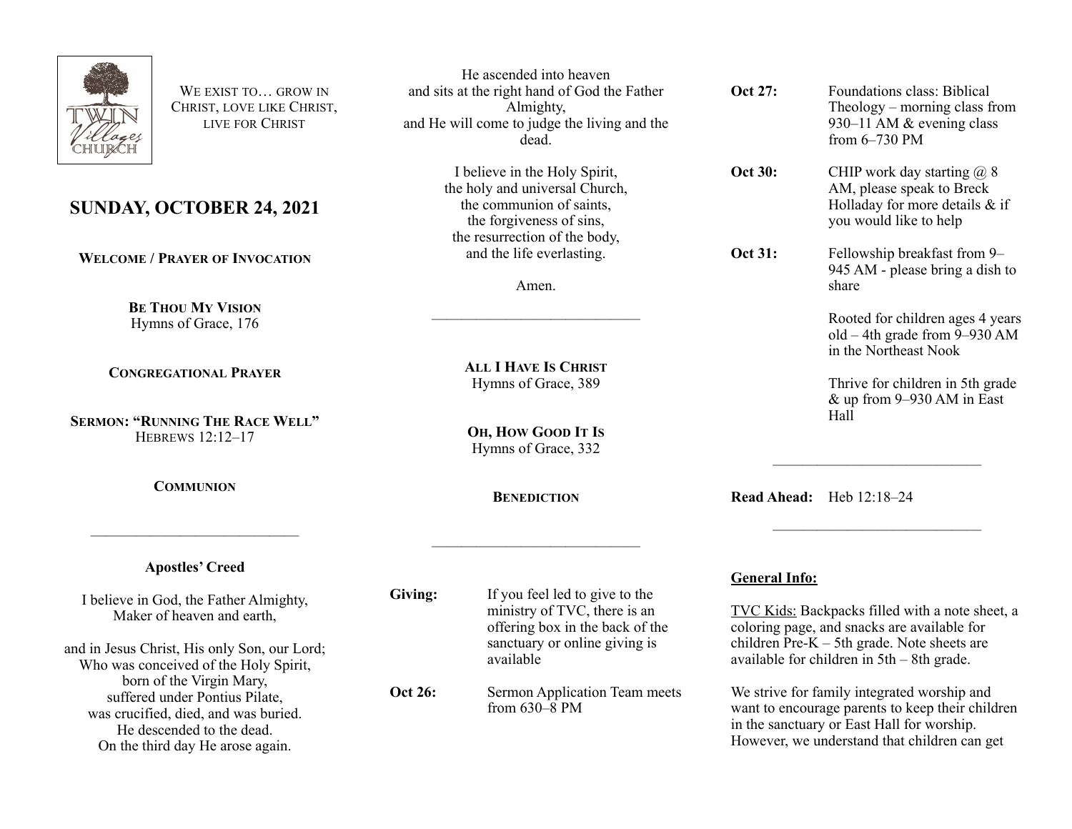WE EXIST TO… GROW IN CHRIST, LOVE LIKE CHRIST, LIVE FOR CHRIST

# SUNDAY, OCTOBER 24, 2021

**WELCOME / PRAYER OF INVOCATION**

**BE THOU MY VISION**
Hymns of Grace, 176

**CONGREGATIONAL PRAYER**

**SERMON: "RUNNING THE RACE WELL"**
HEBREWS 12:12–17

**COMMUNION**

---

**Apostles' Creed**

I believe in God, the Father Almighty,
Maker of heaven and earth,

and in Jesus Christ, His only Son, our Lord;
Who was conceived of the Holy Spirit,
born of the Virgin Mary,
suffered under Pontius Pilate,
was crucified, died, and was buried.
He descended to the dead.
On the third day He arose again.
He ascended into heaven
and sits at the right hand of God the Father Almighty,
and He will come to judge the living and the dead.

I believe in the Holy Spirit,
the holy and universal Church,
the communion of saints,
the forgiveness of sins,
the resurrection of the body,
and the life everlasting.

Amen.

---

**ALL I HAVE IS CHRIST**
Hymns of Grace, 389

**OH, HOW GOOD IT IS**
Hymns of Grace, 332

**BENEDICTION**

---

**Giving:** If you feel led to give to the ministry of TVC, there is an offering box in the back of the sanctuary or online giving is available

**Oct 26:** Sermon Application Team meets from 630–8 PM

**Oct 27:** Foundations class: Biblical Theology – morning class from 930–11 AM & evening class from 6–730 PM

**Oct 30:** CHIP work day starting @ 8 AM, please speak to Breck Holladay for more details & if you would like to help

**Oct 31:** Fellowship breakfast from 9–945 AM - please bring a dish to share

Rooted for children ages 4 years old – 4th grade from 9–930 AM in the Northeast Nook

Thrive for children in 5th grade & up from 9–930 AM in East Hall

---

**Read Ahead:** Heb 12:18–24

---

**General Info:**

TVC Kids: Backpacks filled with a note sheet, a coloring page, and snacks are available for children Pre-K – 5th grade. Note sheets are available for children in 5th – 8th grade.

We strive for family integrated worship and want to encourage parents to keep their children in the sanctuary or East Hall for worship. However, we understand that children can get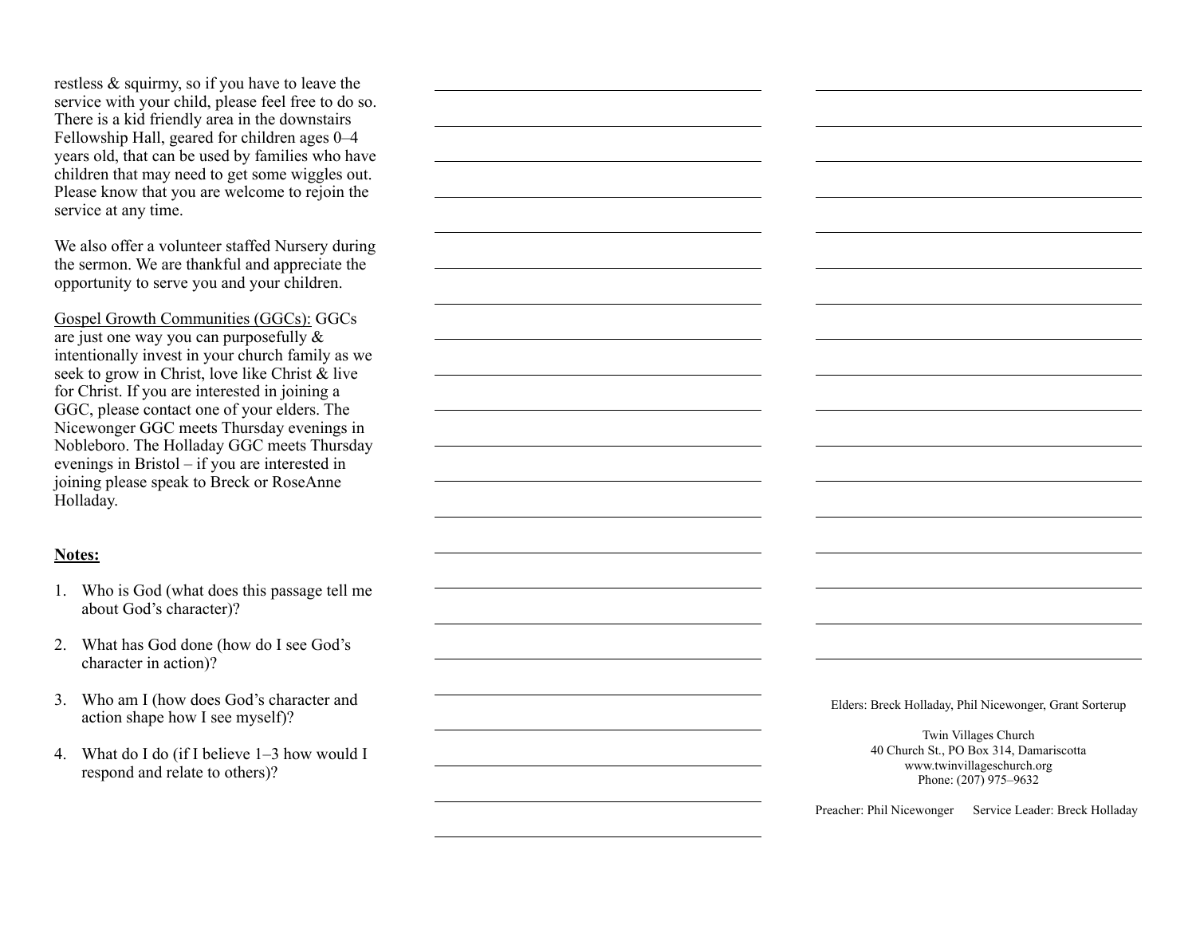restless & squirmy, so if you have to leave the service with your child, please feel free to do so. There is a kid friendly area in the downstairs Fellowship Hall, geared for children ages 0–4 years old, that can be used by families who have children that may need to get some wiggles out. Please know that you are welcome to rejoin the service at any time.

We also offer a volunteer staffed Nursery during the sermon. We are thankful and appreciate the opportunity to serve you and your children.

Gospel Growth Communities (GGCs): GGCs are just one way you can purposefully & intentionally invest in your church family as we seek to grow in Christ, love like Christ & live for Christ. If you are interested in joining a GGC, please contact one of your elders. The Nicewonger GGC meets Thursday evenings in Nobleboro. The Holladay GGC meets Thursday evenings in Bristol – if you are interested in joining please speak to Breck or RoseAnne Holladay.

**Notes:**

1. Who is God (what does this passage tell me about God's character)?
2. What has God done (how do I see God's character in action)?
3. Who am I (how does God's character and action shape how I see myself)?
4. What do I do (if I believe 1–3 how would I respond and relate to others)?

Elders: Breck Holladay, Phil Nicewonger, Grant Sorterup

Twin Villages Church
40 Church St., PO Box 314, Damariscotta
www.twinvillageschurch.org
Phone: (207) 975–9632

Preacher: Phil Nicewonger Service Leader: Breck Holladay